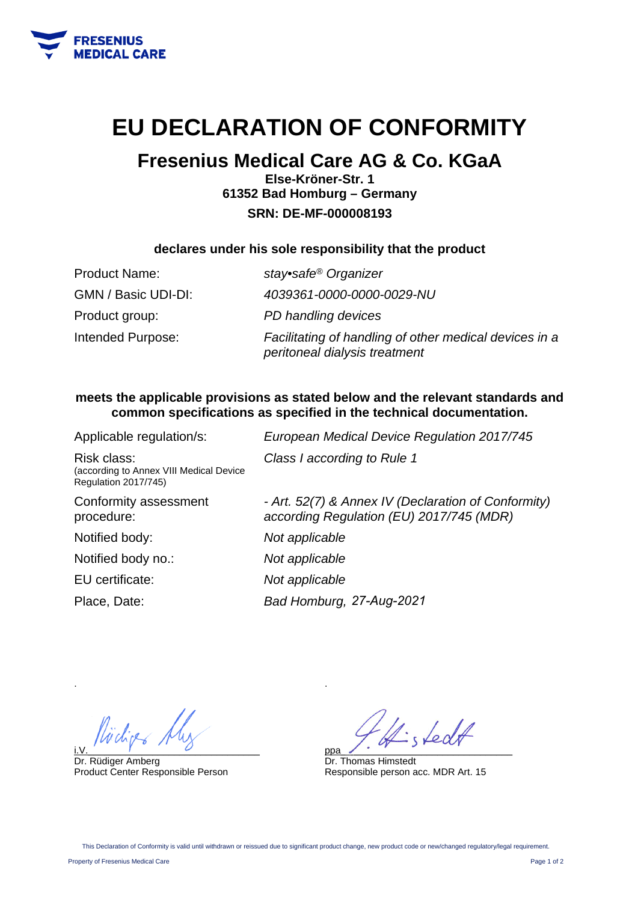FRESENIUS MEDICAL CARE

# EU DECLARATION OF CONFORMITY

## Fresenius Medical Care AG & Co. KGaA

**Else-Kröner-Str. 1**
**61352 Bad Homburg – Germany**
**SRN: DE-MF-000008193**

**declares under his sole responsibility that the product**

| | |
|---|---|
| Product Name: | *stay•safe® Organizer* |
| GMN / Basic UDI-DI: | *4039361-0000-0000-0029-NU* |
| Product group: | *PD handling devices* |
| Intended Purpose: | *Facilitating of handling of other medical devices in a peritoneal dialysis treatment* |

**meets the applicable provisions as stated below and the relevant standards and common specifications as specified in the technical documentation.**

| | |
|---|---|
| Applicable regulation/s: | *European Medical Device Regulation 2017/745* |
| Risk class: (according to Annex VIII Medical Device Regulation 2017/745) | *Class I according to Rule 1* |
| Conformity assessment procedure: | *- Art. 52(7) & Annex IV (Declaration of Conformity) according Regulation (EU) 2017/745 (MDR)* |
| Notified body: | *Not applicable* |
| Notified body no.: | *Not applicable* |
| EU certificate: | *Not applicable* |
| Place, Date: | *Bad Homburg, 27-Aug-2021* |

i.V.
Dr. Rüdiger Amberg
Product Center Responsible Person

ppa
Dr. Thomas Himstedt
Responsible person acc. MDR Art. 15

This Declaration of Conformity is valid until withdrawn or reissued due to significant product change, new product code or new/changed regulatory/legal requirement.

Property of Fresenius Medical Care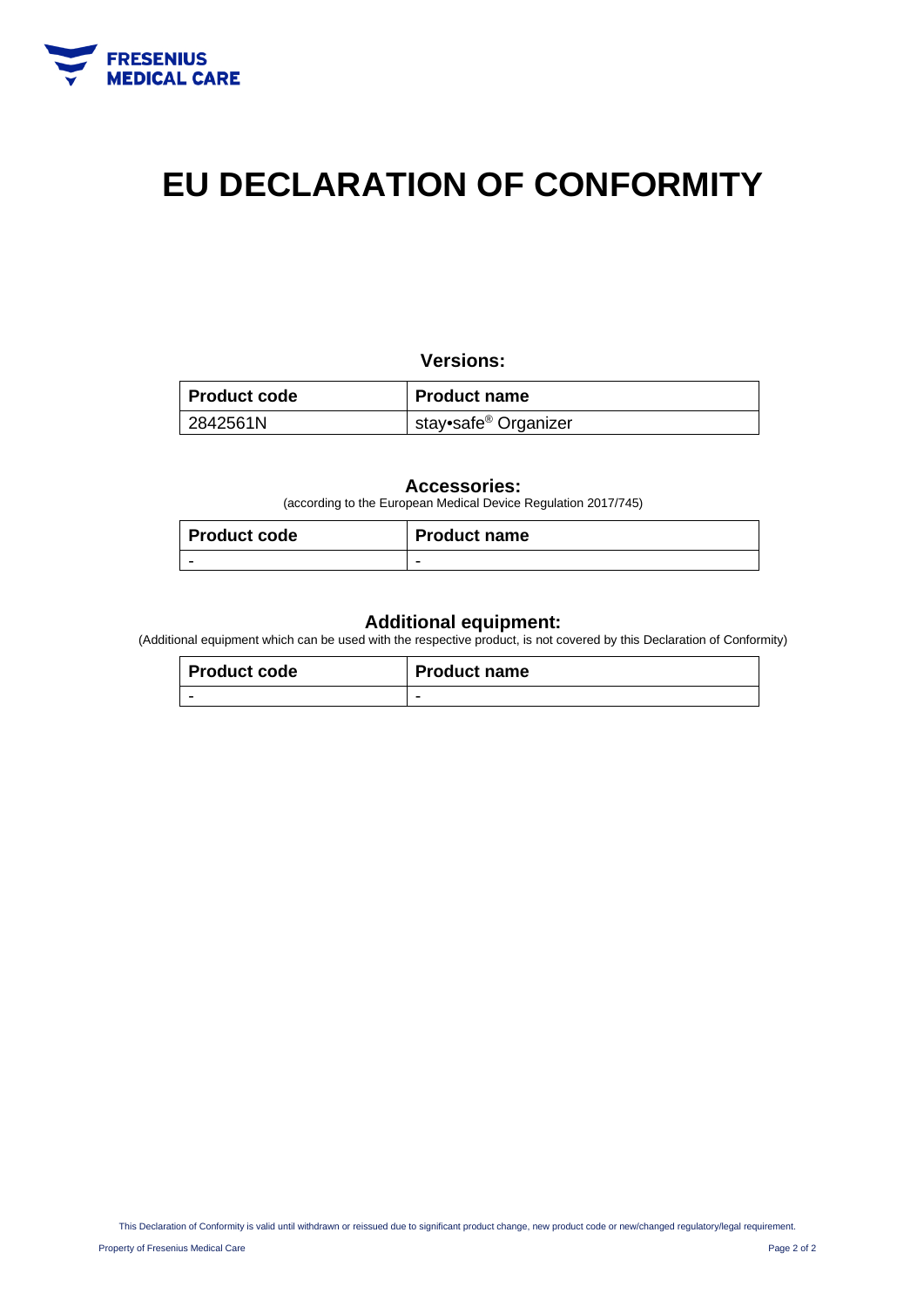# EU DECLARATION OF CONFORMITY

## Versions:

| Product code | Product name |
| --- | --- |
| 2842561N | stay•safe® Organizer |

## Accessories:

(according to the European Medical Device Regulation 2017/745)

| Product code | Product name |
| --- | --- |
| - | - |

## Additional equipment:

(Additional equipment which can be used with the respective product, is not covered by this Declaration of Conformity)

| Product code | Product name |
| --- | --- |
| - | - |

This Declaration of Conformity is valid until withdrawn or reissued due to significant product change, new product code or new/changed regulatory/legal requirement.

Property of Fresenius Medical Care